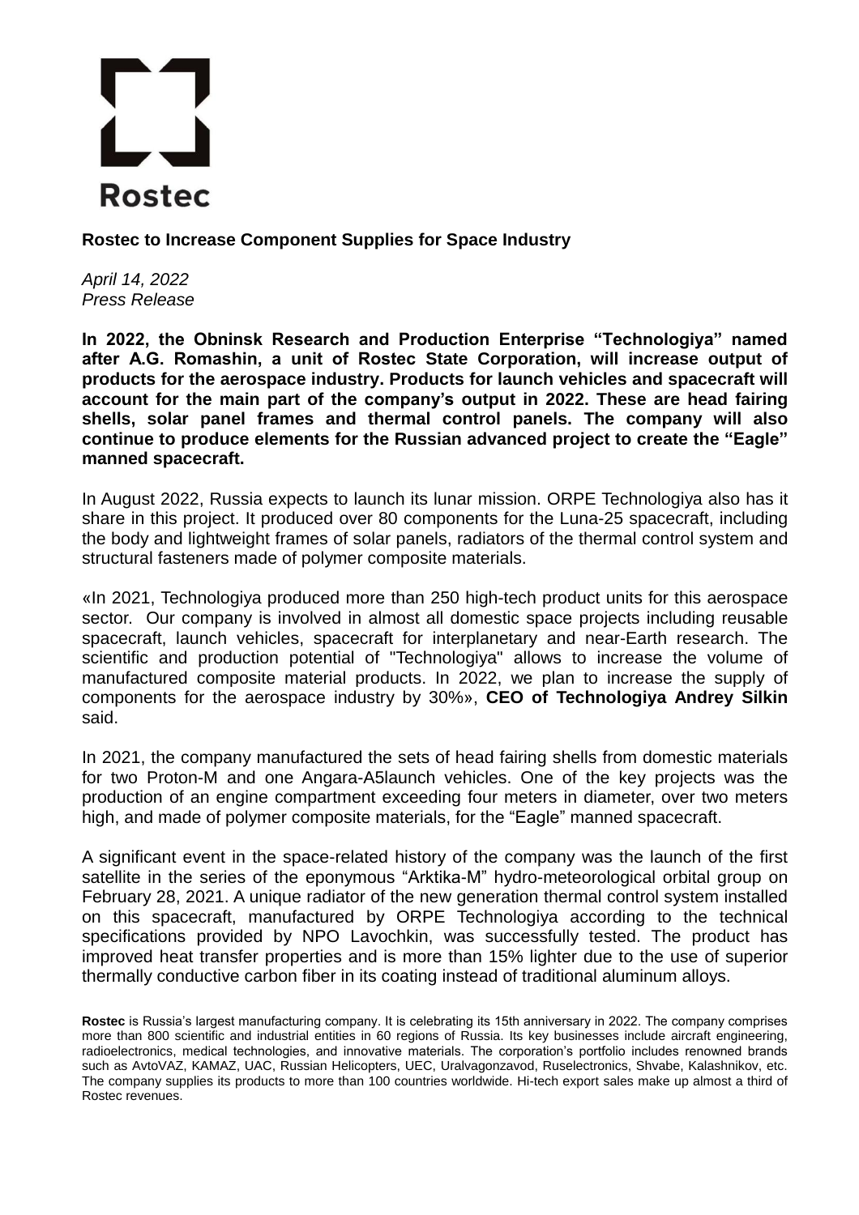Rostec

**Rostec to Increase Component Supplies for Space Industry**

*April 14, 2022*
*Press Release*

**In 2022, the Obninsk Research and Production Enterprise "Technologiya" named after A.G. Romashin, a unit of Rostec State Corporation, will increase output of products for the aerospace industry. Products for launch vehicles and spacecraft will account for the main part of the company's output in 2022. These are head fairing shells, solar panel frames and thermal control panels. The company will also continue to produce elements for the Russian advanced project to create the "Eagle" manned spacecraft.**

In August 2022, Russia expects to launch its lunar mission. ORPE Technologiya also has it share in this project. It produced over 80 components for the Luna-25 spacecraft, including the body and lightweight frames of solar panels, radiators of the thermal control system and structural fasteners made of polymer composite materials.

«In 2021, Technologiya produced more than 250 high-tech product units for this aerospace sector. Our company is involved in almost all domestic space projects including reusable spacecraft, launch vehicles, spacecraft for interplanetary and near-Earth research. The scientific and production potential of "Technologiya" allows to increase the volume of manufactured composite material products. In 2022, we plan to increase the supply of components for the aerospace industry by 30%», **CEO of Technologiya Andrey Silkin** said.

In 2021, the company manufactured the sets of head fairing shells from domestic materials for two Proton-M and one Angara-A5launch vehicles. One of the key projects was the production of an engine compartment exceeding four meters in diameter, over two meters high, and made of polymer composite materials, for the "Eagle" manned spacecraft.

A significant event in the space-related history of the company was the launch of the first satellite in the series of the eponymous "Arktika-M" hydro-meteorological orbital group on February 28, 2021. A unique radiator of the new generation thermal control system installed on this spacecraft, manufactured by ORPE Technologiya according to the technical specifications provided by NPO Lavochkin, was successfully tested. The product has improved heat transfer properties and is more than 15% lighter due to the use of superior thermally conductive carbon fiber in its coating instead of traditional aluminum alloys.

**Rostec** is Russia's largest manufacturing company. It is celebrating its 15th anniversary in 2022. The company comprises more than 800 scientific and industrial entities in 60 regions of Russia. Its key businesses include aircraft engineering, radioelectronics, medical technologies, and innovative materials. The corporation's portfolio includes renowned brands such as AvtoVAZ, KAMAZ, UAC, Russian Helicopters, UEC, Uralvagonzavod, Ruselectronics, Shvabe, Kalashnikov, etc. The company supplies its products to more than 100 countries worldwide. Hi-tech export sales make up almost a third of Rostec revenues.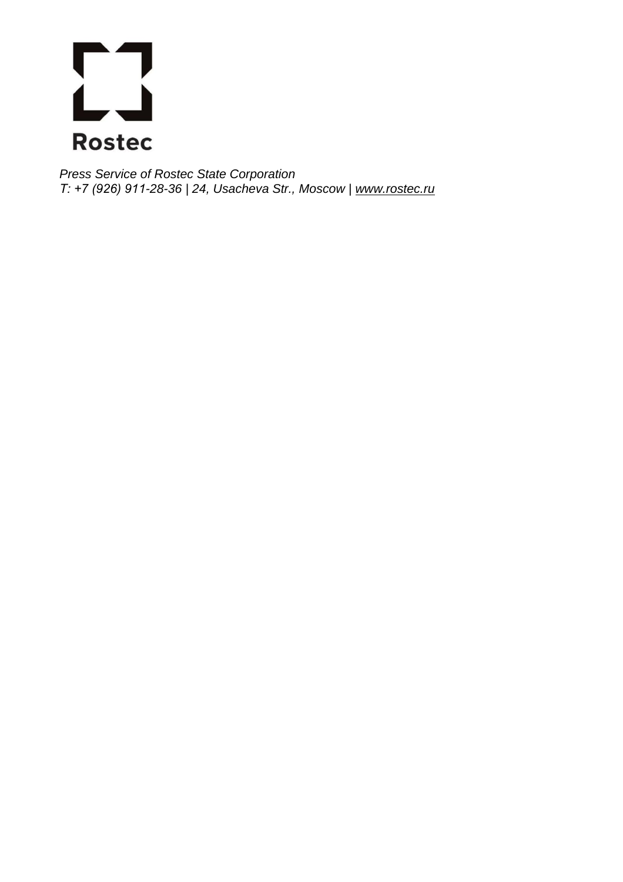Rostec

*Press Service of Rostec State Corporation*
*T: +7 (926) 911-28-36 | 24, Usacheva Str., Moscow | www.rostec.ru*